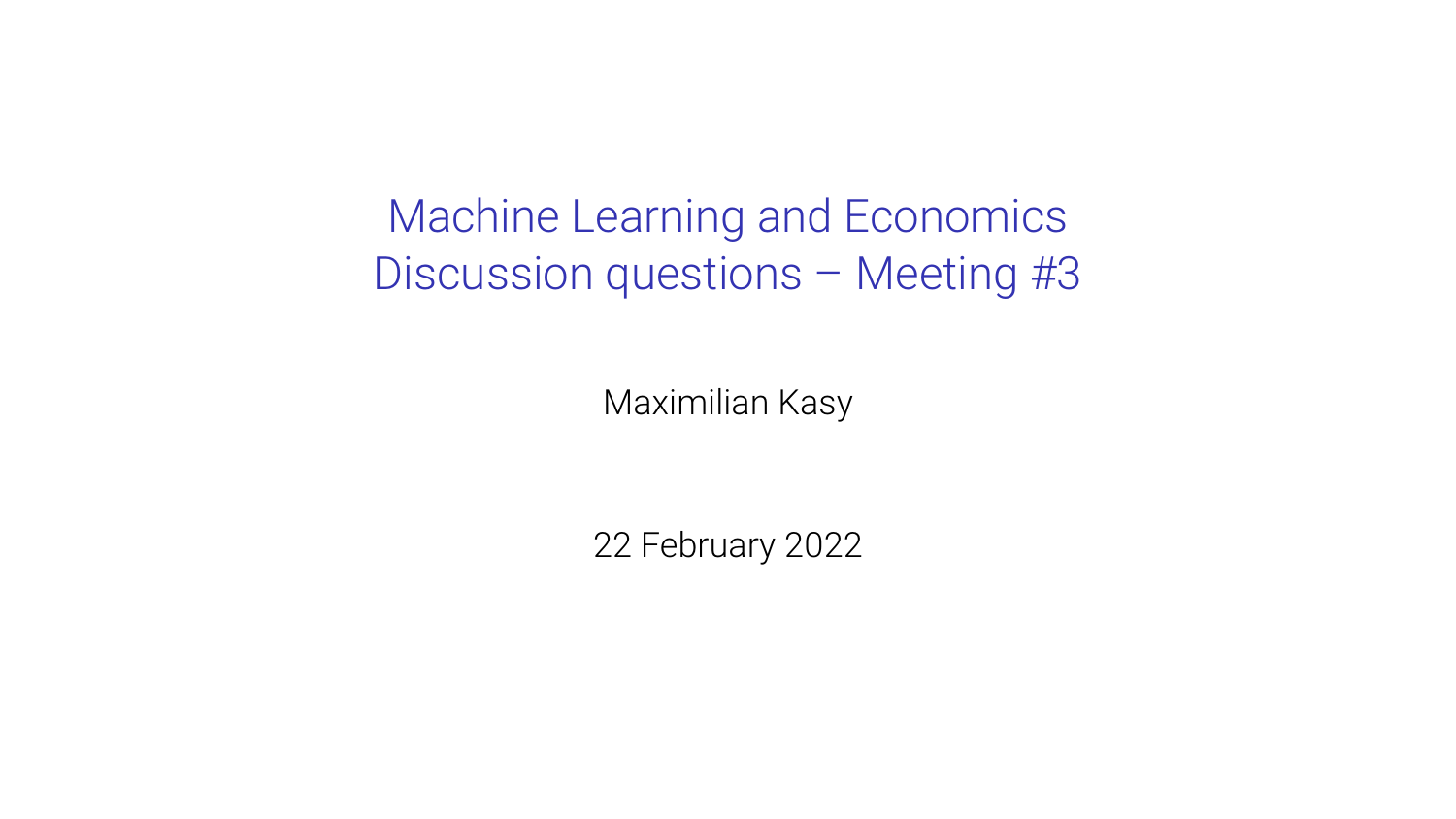# Machine Learning and Economics
# Discussion questions – Meeting #3

Maximilian Kasy

22 February 2022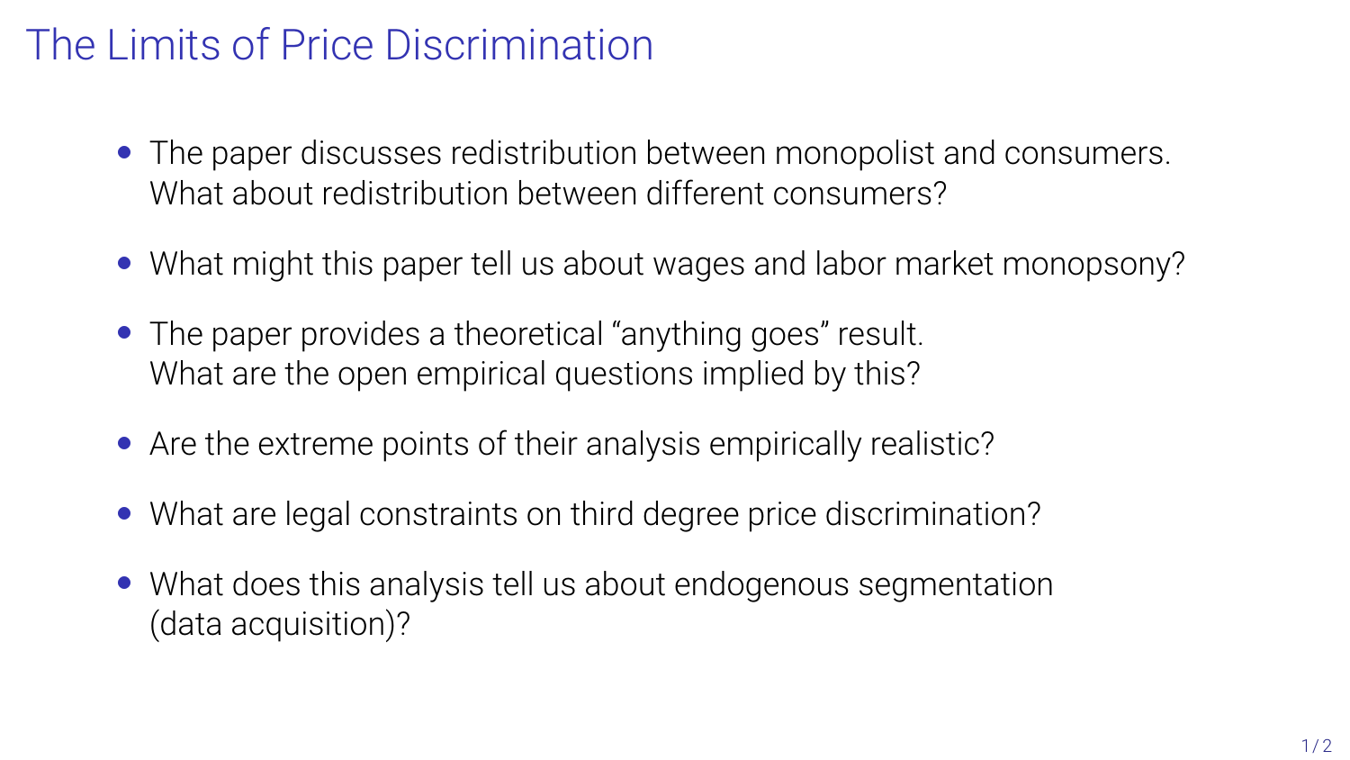# The Limits of Price Discrimination

- The paper discusses redistribution between monopolist and consumers. What about redistribution between different consumers?
- What might this paper tell us about wages and labor market monopsony?
- The paper provides a theoretical "anything goes" result. What are the open empirical questions implied by this?
- Are the extreme points of their analysis empirically realistic?
- What are legal constraints on third degree price discrimination?
- What does this analysis tell us about endogenous segmentation (data acquisition)?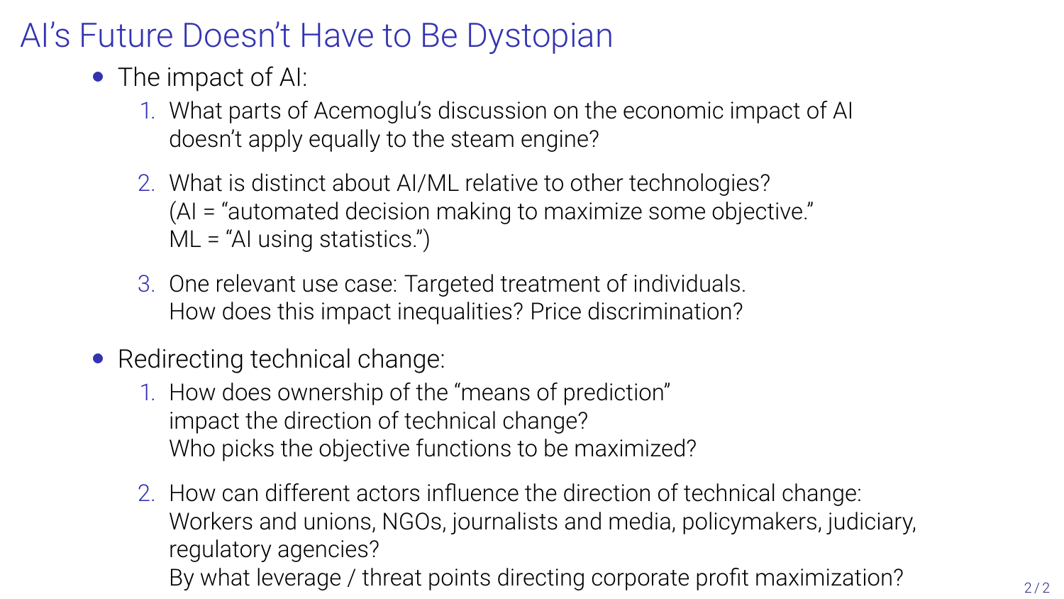# AI's Future Doesn't Have to Be Dystopian

- The impact of AI:
  1. What parts of Acemoglu's discussion on the economic impact of AI doesn't apply equally to the steam engine?
  2. What is distinct about AI/ML relative to other technologies?
     (AI = "automated decision making to maximize some objective."
     ML = "AI using statistics.")
  3. One relevant use case: Targeted treatment of individuals.
     How does this impact inequalities? Price discrimination?

- Redirecting technical change:
  1. How does ownership of the "means of prediction" impact the direction of technical change?
     Who picks the objective functions to be maximized?
  2. How can different actors influence the direction of technical change:
     Workers and unions, NGOs, journalists and media, policymakers, judiciary, regulatory agencies?
     By what leverage / threat points directing corporate profit maximization?